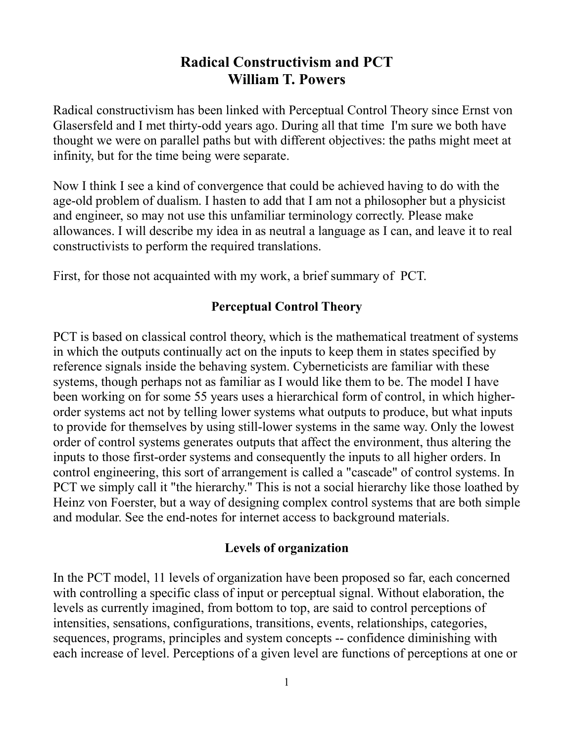# Radical Constructivism and PCT
## William T. Powers

Radical constructivism has been linked with Perceptual Control Theory since Ernst von Glasersfeld and I met thirty-odd years ago. During all that time I'm sure we both have thought we were on parallel paths but with different objectives: the paths might meet at infinity, but for the time being were separate.

Now I think I see a kind of convergence that could be achieved having to do with the age-old problem of dualism. I hasten to add that I am not a philosopher but a physicist and engineer, so may not use this unfamiliar terminology correctly. Please make allowances. I will describe my idea in as neutral a language as I can, and leave it to real constructivists to perform the required translations.

First, for those not acquainted with my work, a brief summary of PCT.

### Perceptual Control Theory

PCT is based on classical control theory, which is the mathematical treatment of systems in which the outputs continually act on the inputs to keep them in states specified by reference signals inside the behaving system. Cyberneticists are familiar with these systems, though perhaps not as familiar as I would like them to be. The model I have been working on for some 55 years uses a hierarchical form of control, in which higher-order systems act not by telling lower systems what outputs to produce, but what inputs to provide for themselves by using still-lower systems in the same way. Only the lowest order of control systems generates outputs that affect the environment, thus altering the inputs to those first-order systems and consequently the inputs to all higher orders. In control engineering, this sort of arrangement is called a "cascade" of control systems. In PCT we simply call it "the hierarchy." This is not a social hierarchy like those loathed by Heinz von Foerster, but a way of designing complex control systems that are both simple and modular. See the end-notes for internet access to background materials.

### Levels of organization

In the PCT model, 11 levels of organization have been proposed so far, each concerned with controlling a specific class of input or perceptual signal. Without elaboration, the levels as currently imagined, from bottom to top, are said to control perceptions of intensities, sensations, configurations, transitions, events, relationships, categories, sequences, programs, principles and system concepts -- confidence diminishing with each increase of level. Perceptions of a given level are functions of perceptions at one or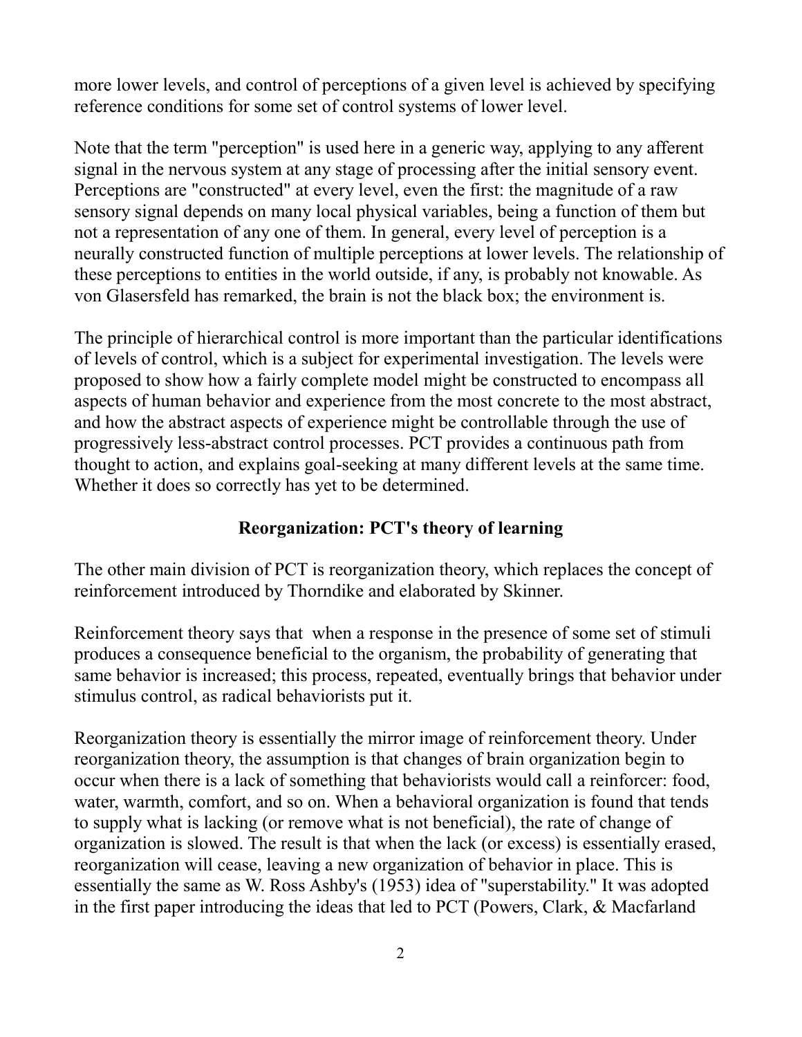more lower levels, and control of perceptions of a given level is achieved by specifying reference conditions for some set of control systems of lower level.

Note that the term "perception" is used here in a generic way, applying to any afferent signal in the nervous system at any stage of processing after the initial sensory event. Perceptions are "constructed" at every level, even the first: the magnitude of a raw sensory signal depends on many local physical variables, being a function of them but not a representation of any one of them. In general, every level of perception is a neurally constructed function of multiple perceptions at lower levels. The relationship of these perceptions to entities in the world outside, if any, is probably not knowable. As von Glasersfeld has remarked, the brain is not the black box; the environment is.

The principle of hierarchical control is more important than the particular identifications of levels of control, which is a subject for experimental investigation. The levels were proposed to show how a fairly complete model might be constructed to encompass all aspects of human behavior and experience from the most concrete to the most abstract, and how the abstract aspects of experience might be controllable through the use of progressively less-abstract control processes. PCT provides a continuous path from thought to action, and explains goal-seeking at many different levels at the same time. Whether it does so correctly has yet to be determined.

## Reorganization: PCT's theory of learning

The other main division of PCT is reorganization theory, which replaces the concept of reinforcement introduced by Thorndike and elaborated by Skinner.

Reinforcement theory says that when a response in the presence of some set of stimuli produces a consequence beneficial to the organism, the probability of generating that same behavior is increased; this process, repeated, eventually brings that behavior under stimulus control, as radical behaviorists put it.

Reorganization theory is essentially the mirror image of reinforcement theory. Under reorganization theory, the assumption is that changes of brain organization begin to occur when there is a lack of something that behaviorists would call a reinforcer: food, water, warmth, comfort, and so on. When a behavioral organization is found that tends to supply what is lacking (or remove what is not beneficial), the rate of change of organization is slowed. The result is that when the lack (or excess) is essentially erased, reorganization will cease, leaving a new organization of behavior in place. This is essentially the same as W. Ross Ashby's (1953) idea of "superstability." It was adopted in the first paper introducing the ideas that led to PCT (Powers, Clark, & Macfarland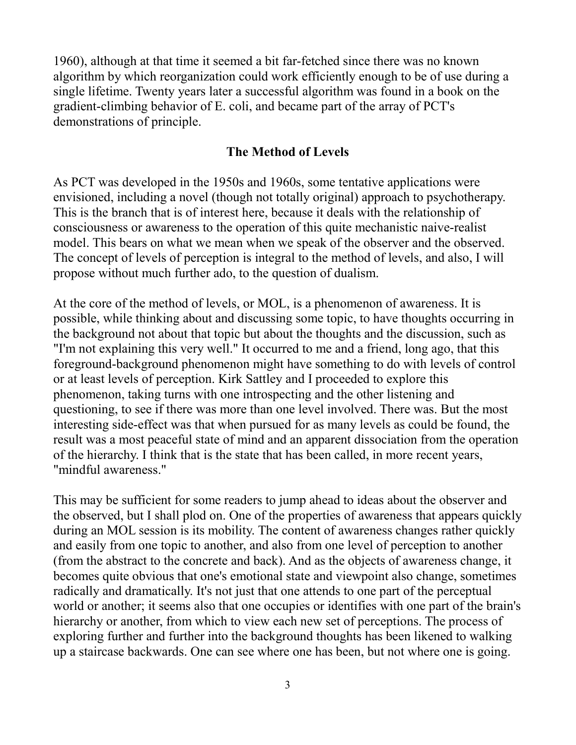1960), although at that time it seemed a bit far-fetched since there was no known algorithm by which reorganization could work efficiently enough to be of use during a single lifetime. Twenty years later a successful algorithm was found in a book on the gradient-climbing behavior of E. coli, and became part of the array of PCT's demonstrations of principle.

## The Method of Levels

As PCT was developed in the 1950s and 1960s, some tentative applications were envisioned, including a novel (though not totally original) approach to psychotherapy. This is the branch that is of interest here, because it deals with the relationship of consciousness or awareness to the operation of this quite mechanistic naive-realist model. This bears on what we mean when we speak of the observer and the observed. The concept of levels of perception is integral to the method of levels, and also, I will propose without much further ado, to the question of dualism.

At the core of the method of levels, or MOL, is a phenomenon of awareness. It is possible, while thinking about and discussing some topic, to have thoughts occurring in the background not about that topic but about the thoughts and the discussion, such as "I'm not explaining this very well." It occurred to me and a friend, long ago, that this foreground-background phenomenon might have something to do with levels of control or at least levels of perception. Kirk Sattley and I proceeded to explore this phenomenon, taking turns with one introspecting and the other listening and questioning, to see if there was more than one level involved. There was. But the most interesting side-effect was that when pursued for as many levels as could be found, the result was a most peaceful state of mind and an apparent dissociation from the operation of the hierarchy. I think that is the state that has been called, in more recent years, "mindful awareness."

This may be sufficient for some readers to jump ahead to ideas about the observer and the observed, but I shall plod on. One of the properties of awareness that appears quickly during an MOL session is its mobility. The content of awareness changes rather quickly and easily from one topic to another, and also from one level of perception to another (from the abstract to the concrete and back). And as the objects of awareness change, it becomes quite obvious that one's emotional state and viewpoint also change, sometimes radically and dramatically. It's not just that one attends to one part of the perceptual world or another; it seems also that one occupies or identifies with one part of the brain's hierarchy or another, from which to view each new set of perceptions. The process of exploring further and further into the background thoughts has been likened to walking up a staircase backwards. One can see where one has been, but not where one is going.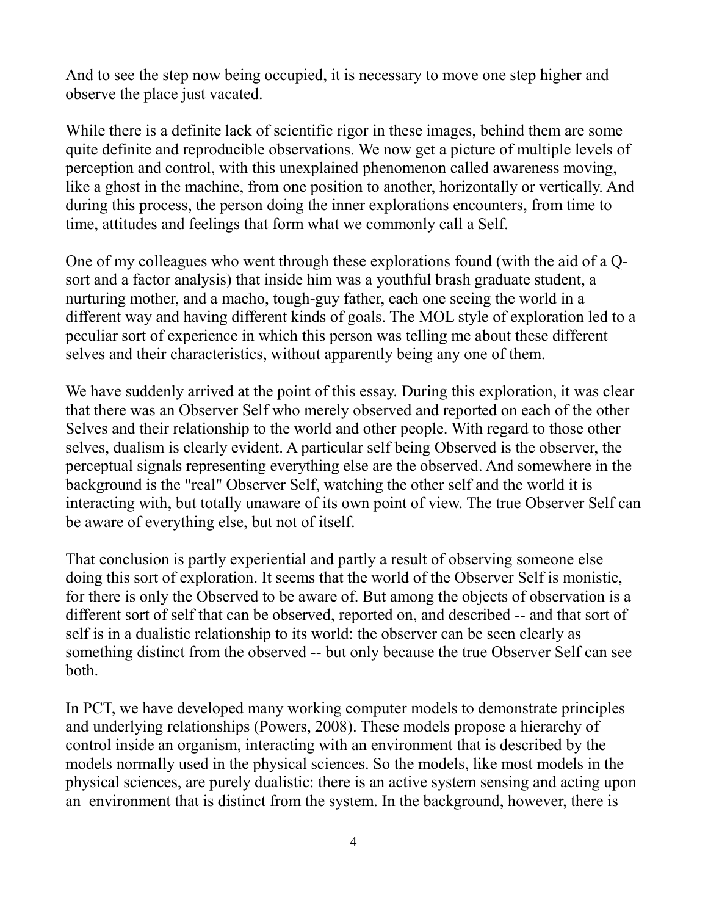And to see the step now being occupied, it is necessary to move one step higher and observe the place just vacated.

While there is a definite lack of scientific rigor in these images, behind them are some quite definite and reproducible observations. We now get a picture of multiple levels of perception and control, with this unexplained phenomenon called awareness moving, like a ghost in the machine, from one position to another, horizontally or vertically. And during this process, the person doing the inner explorations encounters, from time to time, attitudes and feelings that form what we commonly call a Self.

One of my colleagues who went through these explorations found (with the aid of a Q-sort and a factor analysis) that inside him was a youthful brash graduate student, a nurturing mother, and a macho, tough-guy father, each one seeing the world in a different way and having different kinds of goals. The MOL style of exploration led to a peculiar sort of experience in which this person was telling me about these different selves and their characteristics, without apparently being any one of them.

We have suddenly arrived at the point of this essay. During this exploration, it was clear that there was an Observer Self who merely observed and reported on each of the other Selves and their relationship to the world and other people. With regard to those other selves, dualism is clearly evident. A particular self being Observed is the observer, the perceptual signals representing everything else are the observed. And somewhere in the background is the "real" Observer Self, watching the other self and the world it is interacting with, but totally unaware of its own point of view. The true Observer Self can be aware of everything else, but not of itself.

That conclusion is partly experiential and partly a result of observing someone else doing this sort of exploration. It seems that the world of the Observer Self is monistic, for there is only the Observed to be aware of. But among the objects of observation is a different sort of self that can be observed, reported on, and described -- and that sort of self is in a dualistic relationship to its world: the observer can be seen clearly as something distinct from the observed -- but only because the true Observer Self can see both.

In PCT, we have developed many working computer models to demonstrate principles and underlying relationships (Powers, 2008). These models propose a hierarchy of control inside an organism, interacting with an environment that is described by the models normally used in the physical sciences. So the models, like most models in the physical sciences, are purely dualistic: there is an active system sensing and acting upon an environment that is distinct from the system. In the background, however, there is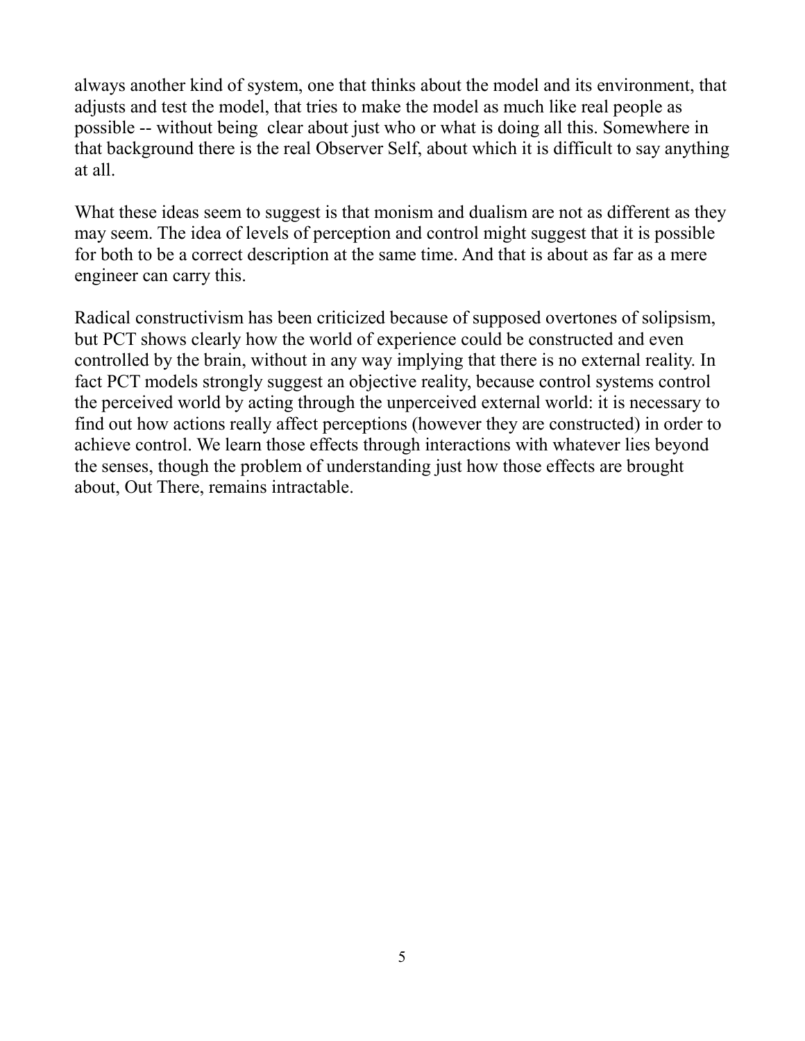always another kind of system, one that thinks about the model and its environment, that adjusts and test the model, that tries to make the model as much like real people as possible -- without being clear about just who or what is doing all this. Somewhere in that background there is the real Observer Self, about which it is difficult to say anything at all.

What these ideas seem to suggest is that monism and dualism are not as different as they may seem. The idea of levels of perception and control might suggest that it is possible for both to be a correct description at the same time. And that is about as far as a mere engineer can carry this.

Radical constructivism has been criticized because of supposed overtones of solipsism, but PCT shows clearly how the world of experience could be constructed and even controlled by the brain, without in any way implying that there is no external reality. In fact PCT models strongly suggest an objective reality, because control systems control the perceived world by acting through the unperceived external world: it is necessary to find out how actions really affect perceptions (however they are constructed) in order to achieve control. We learn those effects through interactions with whatever lies beyond the senses, though the problem of understanding just how those effects are brought about, Out There, remains intractable.